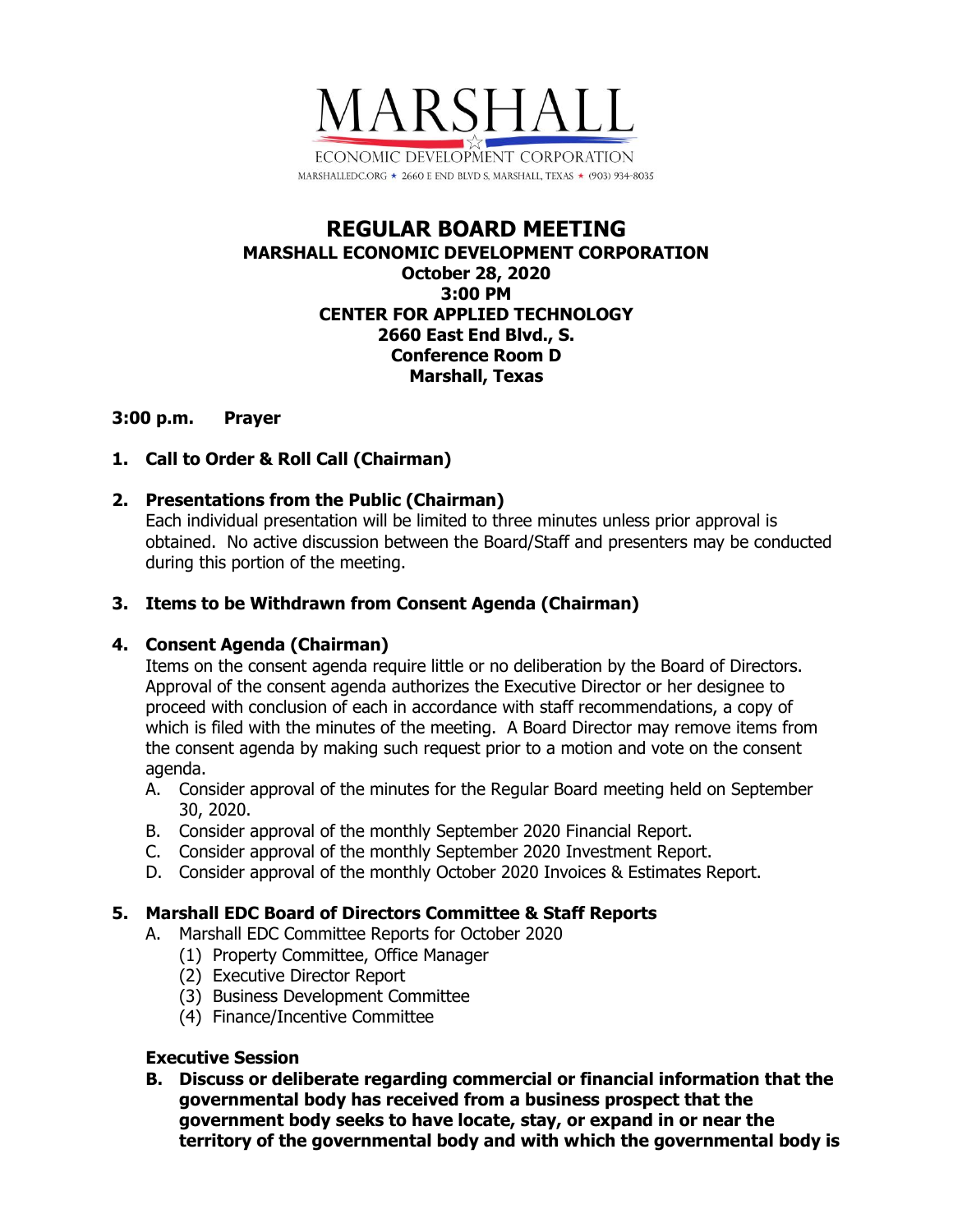MARSHALL

ECONOMIC DEVELOPMENT CORPORATION

MARSHALLEDC.ORG ★ 2660 E END BLVD S, MARSHALL, TEXAS ★ (903) 934-8035

# REGULAR BOARD MEETING

**MARSHALL ECONOMIC DEVELOPMENT CORPORATION**
**October 28, 2020**
**3:00 PM**
**CENTER FOR APPLIED TECHNOLOGY**
**2660 East End Blvd., S.**
**Conference Room D**
**Marshall, Texas**

**3:00 p.m. Prayer**

**1. Call to Order & Roll Call (Chairman)**

**2. Presentations from the Public (Chairman)**
Each individual presentation will be limited to three minutes unless prior approval is obtained. No active discussion between the Board/Staff and presenters may be conducted during this portion of the meeting.

**3. Items to be Withdrawn from Consent Agenda (Chairman)**

**4. Consent Agenda (Chairman)**
Items on the consent agenda require little or no deliberation by the Board of Directors. Approval of the consent agenda authorizes the Executive Director or her designee to proceed with conclusion of each in accordance with staff recommendations, a copy of which is filed with the minutes of the meeting. A Board Director may remove items from the consent agenda by making such request prior to a motion and vote on the consent agenda.

A. Consider approval of the minutes for the Regular Board meeting held on September 30, 2020.
B. Consider approval of the monthly September 2020 Financial Report.
C. Consider approval of the monthly September 2020 Investment Report.
D. Consider approval of the monthly October 2020 Invoices & Estimates Report.

**5. Marshall EDC Board of Directors Committee & Staff Reports**

A. Marshall EDC Committee Reports for October 2020
   (1) Property Committee, Office Manager
   (2) Executive Director Report
   (3) Business Development Committee
   (4) Finance/Incentive Committee

**Executive Session**

**B. Discuss or deliberate regarding commercial or financial information that the governmental body has received from a business prospect that the government body seeks to have locate, stay, or expand in or near the territory of the governmental body and with which the governmental body is**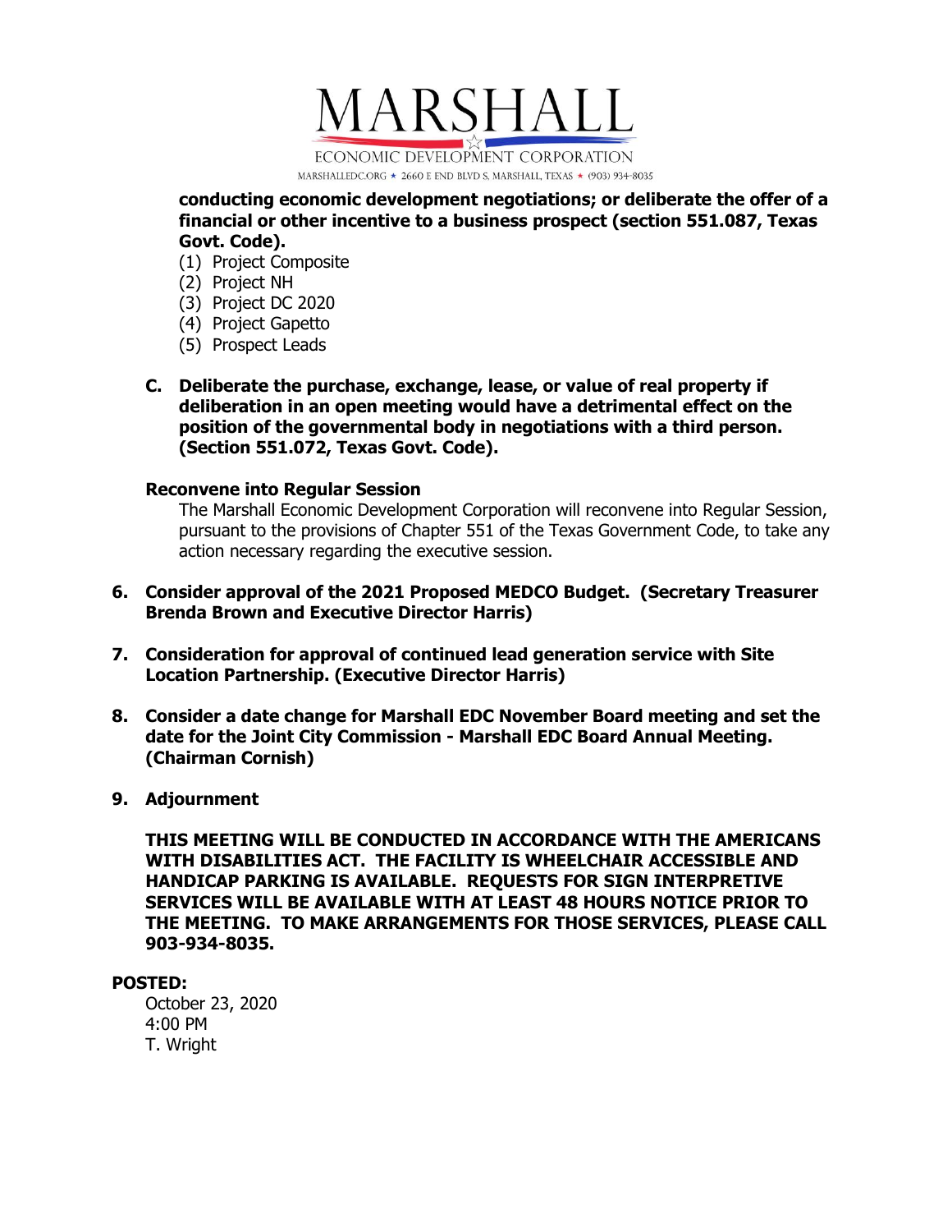**conducting economic development negotiations; or deliberate the offer of a financial or other incentive to a business prospect (section 551.087, Texas Govt. Code).**

(1) Project Composite
(2) Project NH
(3) Project DC 2020
(4) Project Gapetto
(5) Prospect Leads

**C. Deliberate the purchase, exchange, lease, or value of real property if deliberation in an open meeting would have a detrimental effect on the position of the governmental body in negotiations with a third person. (Section 551.072, Texas Govt. Code).**

**Reconvene into Regular Session**

The Marshall Economic Development Corporation will reconvene into Regular Session, pursuant to the provisions of Chapter 551 of the Texas Government Code, to take any action necessary regarding the executive session.

6. **Consider approval of the 2021 Proposed MEDCO Budget. (Secretary Treasurer Brenda Brown and Executive Director Harris)**

7. **Consideration for approval of continued lead generation service with Site Location Partnership. (Executive Director Harris)**

8. **Consider a date change for Marshall EDC November Board meeting and set the date for the Joint City Commission - Marshall EDC Board Annual Meeting. (Chairman Cornish)**

9. **Adjournment**

**THIS MEETING WILL BE CONDUCTED IN ACCORDANCE WITH THE AMERICANS WITH DISABILITIES ACT. THE FACILITY IS WHEELCHAIR ACCESSIBLE AND HANDICAP PARKING IS AVAILABLE. REQUESTS FOR SIGN INTERPRETIVE SERVICES WILL BE AVAILABLE WITH AT LEAST 48 HOURS NOTICE PRIOR TO THE MEETING. TO MAKE ARRANGEMENTS FOR THOSE SERVICES, PLEASE CALL 903-934-8035.**

**POSTED:**

October 23, 2020
4:00 PM
T. Wright